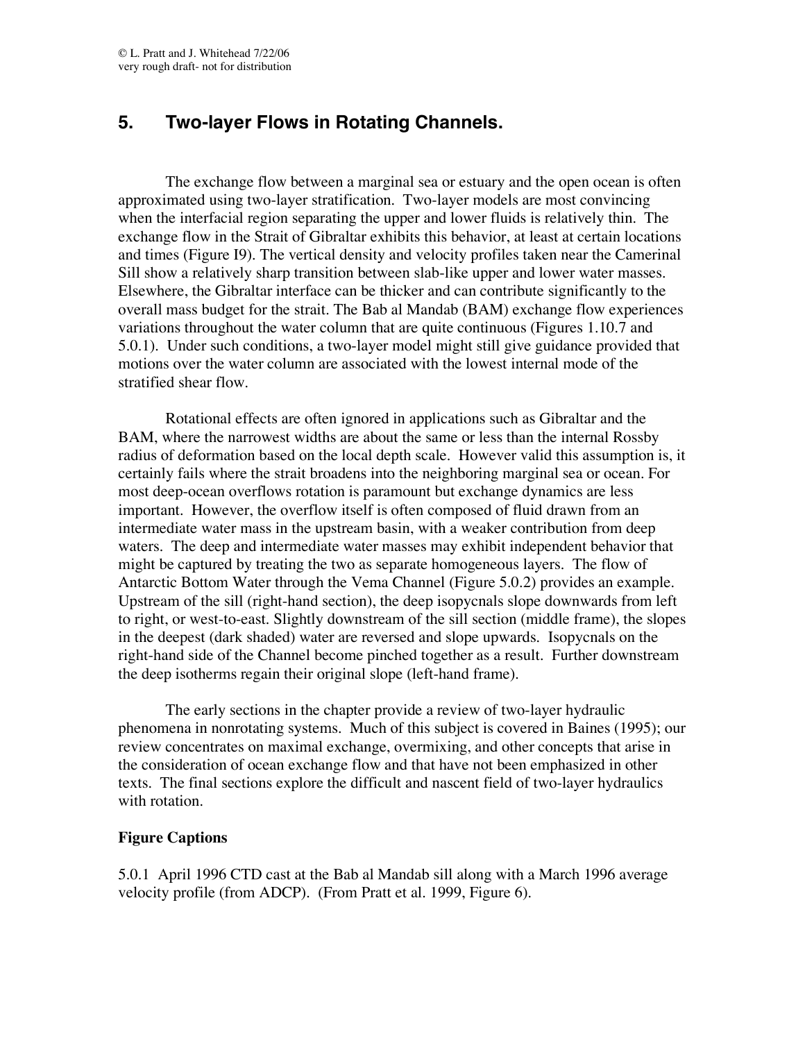# 5. Two-layer Flows in Rotating Channels.

The exchange flow between a marginal sea or estuary and the open ocean is often approximated using two-layer stratification. Two-layer models are most convincing when the interfacial region separating the upper and lower fluids is relatively thin. The exchange flow in the Strait of Gibraltar exhibits this behavior, at least at certain locations and times (Figure I9). The vertical density and velocity profiles taken near the Camerinal Sill show a relatively sharp transition between slab-like upper and lower water masses. Elsewhere, the Gibraltar interface can be thicker and can contribute significantly to the overall mass budget for the strait. The Bab al Mandab (BAM) exchange flow experiences variations throughout the water column that are quite continuous (Figures 1.10.7 and 5.0.1). Under such conditions, a two-layer model might still give guidance provided that motions over the water column are associated with the lowest internal mode of the stratified shear flow.

Rotational effects are often ignored in applications such as Gibraltar and the BAM, where the narrowest widths are about the same or less than the internal Rossby radius of deformation based on the local depth scale. However valid this assumption is, it certainly fails where the strait broadens into the neighboring marginal sea or ocean. For most deep-ocean overflows rotation is paramount but exchange dynamics are less important. However, the overflow itself is often composed of fluid drawn from an intermediate water mass in the upstream basin, with a weaker contribution from deep waters. The deep and intermediate water masses may exhibit independent behavior that might be captured by treating the two as separate homogeneous layers. The flow of Antarctic Bottom Water through the Vema Channel (Figure 5.0.2) provides an example. Upstream of the sill (right-hand section), the deep isopycnals slope downwards from left to right, or west-to-east. Slightly downstream of the sill section (middle frame), the slopes in the deepest (dark shaded) water are reversed and slope upwards. Isopycnals on the right-hand side of the Channel become pinched together as a result. Further downstream the deep isotherms regain their original slope (left-hand frame).

The early sections in the chapter provide a review of two-layer hydraulic phenomena in nonrotating systems. Much of this subject is covered in Baines (1995); our review concentrates on maximal exchange, overmixing, and other concepts that arise in the consideration of ocean exchange flow and that have not been emphasized in other texts. The final sections explore the difficult and nascent field of two-layer hydraulics with rotation.

**Figure Captions**

5.0.1 April 1996 CTD cast at the Bab al Mandab sill along with a March 1996 average velocity profile (from ADCP). (From Pratt et al. 1999, Figure 6).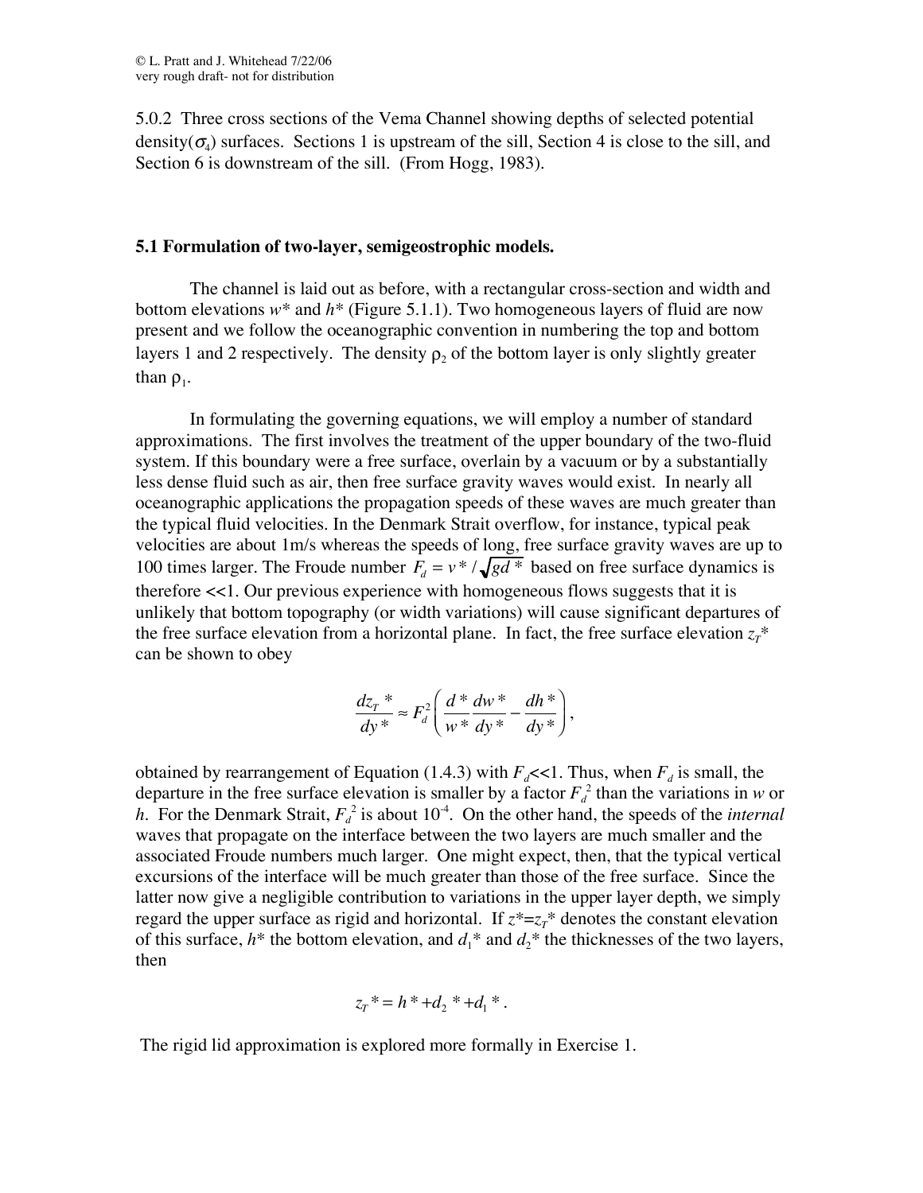5.0.2 Three cross sections of the Vema Channel showing depths of selected potential density($\sigma_4$) surfaces. Sections 1 is upstream of the sill, Section 4 is close to the sill, and Section 6 is downstream of the sill. (From Hogg, 1983).

### 5.1 Formulation of two-layer, semigeostrophic models.

The channel is laid out as before, with a rectangular cross-section and width and bottom elevations $w^*$ and $h^*$ (Figure 5.1.1). Two homogeneous layers of fluid are now present and we follow the oceanographic convention in numbering the top and bottom layers 1 and 2 respectively. The density $\rho_2$ of the bottom layer is only slightly greater than $\rho_1$.

In formulating the governing equations, we will employ a number of standard approximations. The first involves the treatment of the upper boundary of the two-fluid system. If this boundary were a free surface, overlain by a vacuum or by a substantially less dense fluid such as air, then free surface gravity waves would exist. In nearly all oceanographic applications the propagation speeds of these waves are much greater than the typical fluid velocities. In the Denmark Strait overflow, for instance, typical peak velocities are about 1m/s whereas the speeds of long, free surface gravity waves are up to 100 times larger. The Froude number $F_d = v^*/\sqrt{gd^*}$ based on free surface dynamics is therefore <<1. Our previous experience with homogeneous flows suggests that it is unlikely that bottom topography (or width variations) will cause significant departures of the free surface elevation from a horizontal plane. In fact, the free surface elevation $z_T^*$ can be shown to obey

$$\frac{dz_T^*}{dy^*} \approx F_d^2\left(\frac{d^*}{w^*}\frac{dw^*}{dy^*} - \frac{dh^*}{dy^*}\right),$$

obtained by rearrangement of Equation (1.4.3) with $F_d$<<1. Thus, when $F_d$ is small, the departure in the free surface elevation is smaller by a factor $F_d^2$ than the variations in $w$ or $h$. For the Denmark Strait, $F_d^2$ is about $10^{-4}$. On the other hand, the speeds of the *internal* waves that propagate on the interface between the two layers are much smaller and the associated Froude numbers much larger. One might expect, then, that the typical vertical excursions of the interface will be much greater than those of the free surface. Since the latter now give a negligible contribution to variations in the upper layer depth, we simply regard the upper surface as rigid and horizontal. If $z^*=z_T^*$ denotes the constant elevation of this surface, $h^*$ the bottom elevation, and $d_1^*$ and $d_2^*$ the thicknesses of the two layers, then

$$z_T^* = h^* + d_2^* + d_1^*.$$

The rigid lid approximation is explored more formally in Exercise 1.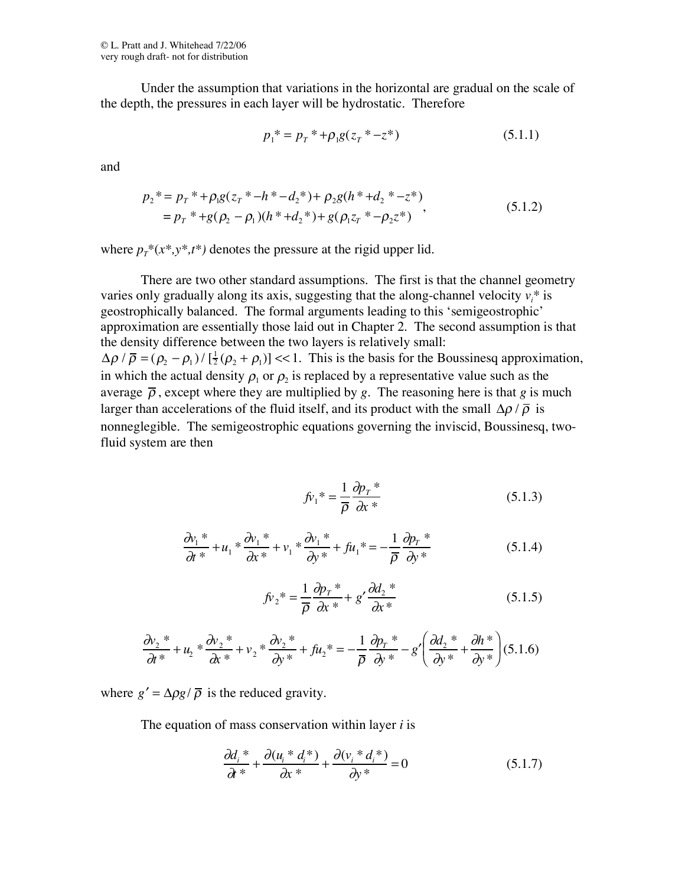Under the assumption that variations in the horizontal are gradual on the scale of the depth, the pressures in each layer will be hydrostatic. Therefore

$$p_1{}^* = p_T{}^* + \rho_1 g(z_T{}^* - z^*) \tag{5.1.1}$$

and

$$\begin{aligned} p_2{}^* &= p_T{}^* + \rho_1 g(z_T{}^* - h^* - d_2{}^*) + \rho_2 g(h^* + d_2{}^* - z^*) \\ &= p_T{}^* + g(\rho_2 - \rho_1)(h^* + d_2{}^*) + g(\rho_1 z_T{}^* - \rho_2 z^*) \end{aligned}, \tag{5.1.2}$$

where $p_T{}^*(x^*,y^*,t^*)$ denotes the pressure at the rigid upper lid.

There are two other standard assumptions. The first is that the channel geometry varies only gradually along its axis, suggesting that the along-channel velocity $v_i{}^*$ is geostrophically balanced. The formal arguments leading to this 'semigeostrophic' approximation are essentially those laid out in Chapter 2. The second assumption is that the density difference between the two layers is relatively small: $\Delta\rho / \bar{\rho} = (\rho_2 - \rho_1)/[\frac{1}{2}(\rho_2 + \rho_1)] << 1$. This is the basis for the Boussinesq approximation, in which the actual density $\rho_1$ or $\rho_2$ is replaced by a representative value such as the average $\bar{\rho}$, except where they are multiplied by $g$. The reasoning here is that $g$ is much larger than accelerations of the fluid itself, and its product with the small $\Delta\rho / \bar{\rho}$ is nonneglegible. The semigeostrophic equations governing the inviscid, Boussinesq, two-fluid system are then

$$f v_1{}^* = \frac{1}{\bar{\rho}} \frac{\partial p_T{}^*}{\partial x^*} \tag{5.1.3}$$

$$\frac{\partial v_1{}^*}{\partial t^*} + u_1{}^* \frac{\partial v_1{}^*}{\partial x^*} + v_1{}^* \frac{\partial v_1{}^*}{\partial y^*} + f u_1{}^* = -\frac{1}{\bar{\rho}} \frac{\partial p_T{}^*}{\partial y^*} \tag{5.1.4}$$

$$f v_2{}^* = \frac{1}{\bar{\rho}} \frac{\partial p_T{}^*}{\partial x^*} + g' \frac{\partial d_2{}^*}{\partial x^*} \tag{5.1.5}$$

$$\frac{\partial v_2{}^*}{\partial t^*} + u_2{}^* \frac{\partial v_2{}^*}{\partial x^*} + v_2{}^* \frac{\partial v_2{}^*}{\partial y^*} + f u_2{}^* = -\frac{1}{\bar{\rho}} \frac{\partial p_T{}^*}{\partial y^*} - g' \left( \frac{\partial d_2{}^*}{\partial y^*} + \frac{\partial h^*}{\partial y^*} \right) \tag{5.1.6}$$

where $g' = \Delta\rho g / \bar{\rho}$ is the reduced gravity.

The equation of mass conservation within layer $i$ is

$$\frac{\partial d_i{}^*}{\partial t^*} + \frac{\partial (u_i{}^* d_i{}^*)}{\partial x^*} + \frac{\partial (v_i{}^* d_i{}^*)}{\partial y^*} = 0 \tag{5.1.7}$$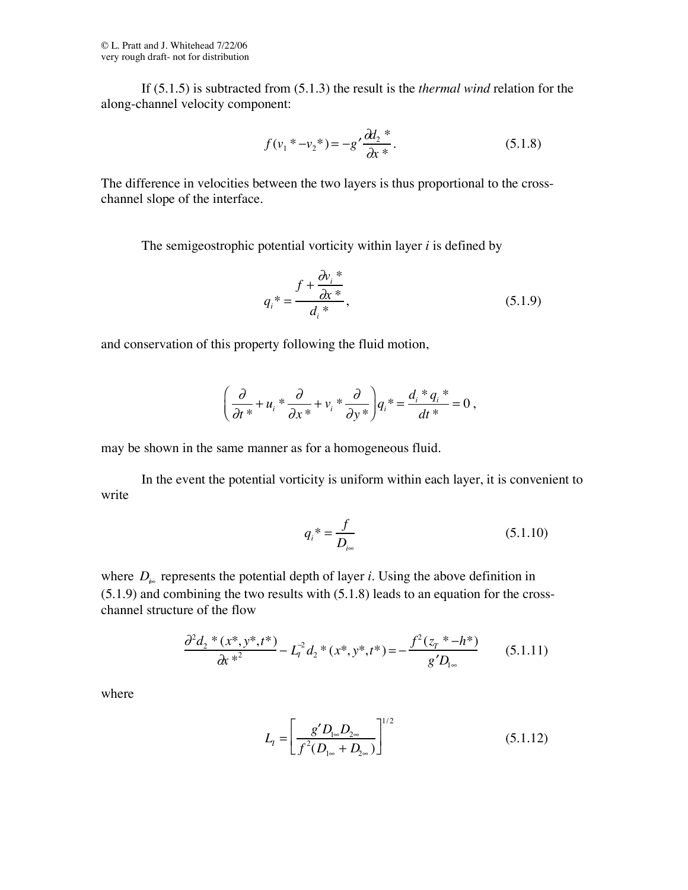If (5.1.5) is subtracted from (5.1.3) the result is the *thermal wind* relation for the along-channel velocity component:

$$f(v_1{*}-v_2{*}) = -g'\frac{\partial d_2{*}}{\partial x{*}}. \qquad (5.1.8)$$

The difference in velocities between the two layers is thus proportional to the cross-channel slope of the interface.

The semigeostrophic potential vorticity within layer *i* is defined by

$$q_i{*} = \frac{f + \dfrac{\partial v_i{*}}{\partial x{*}}}{d_i{*}}, \qquad (5.1.9)$$

and conservation of this property following the fluid motion,

$$\left(\frac{\partial}{\partial t{*}} + u_i{*}\frac{\partial}{\partial x{*}} + v_i{*}\frac{\partial}{\partial y{*}}\right)q_i{*} = \frac{d_i{*}q_i{*}}{dt{*}} = 0\,,$$

may be shown in the same manner as for a homogeneous fluid.

In the event the potential vorticity is uniform within each layer, it is convenient to write

$$q_i{*} = \frac{f}{D_{i\infty}} \qquad (5.1.10)$$

where $D_{i\infty}$ represents the potential depth of layer *i*. Using the above definition in (5.1.9) and combining the two results with (5.1.8) leads to an equation for the cross-channel structure of the flow

$$\frac{\partial^2 d_2{*}(x{*},y{*},t{*})}{\partial x{*}^2} - L_I^{-2}d_2{*}(x{*},y{*},t{*}) = -\frac{f^2(z_T{*}-h{*})}{g'D_{1\infty}} \qquad (5.1.11)$$

where

$$L_I = \left[\frac{g'D_{1\infty}D_{2\infty}}{f^2(D_{1\infty}+D_{2\infty})}\right]^{1/2} \qquad (5.1.12)$$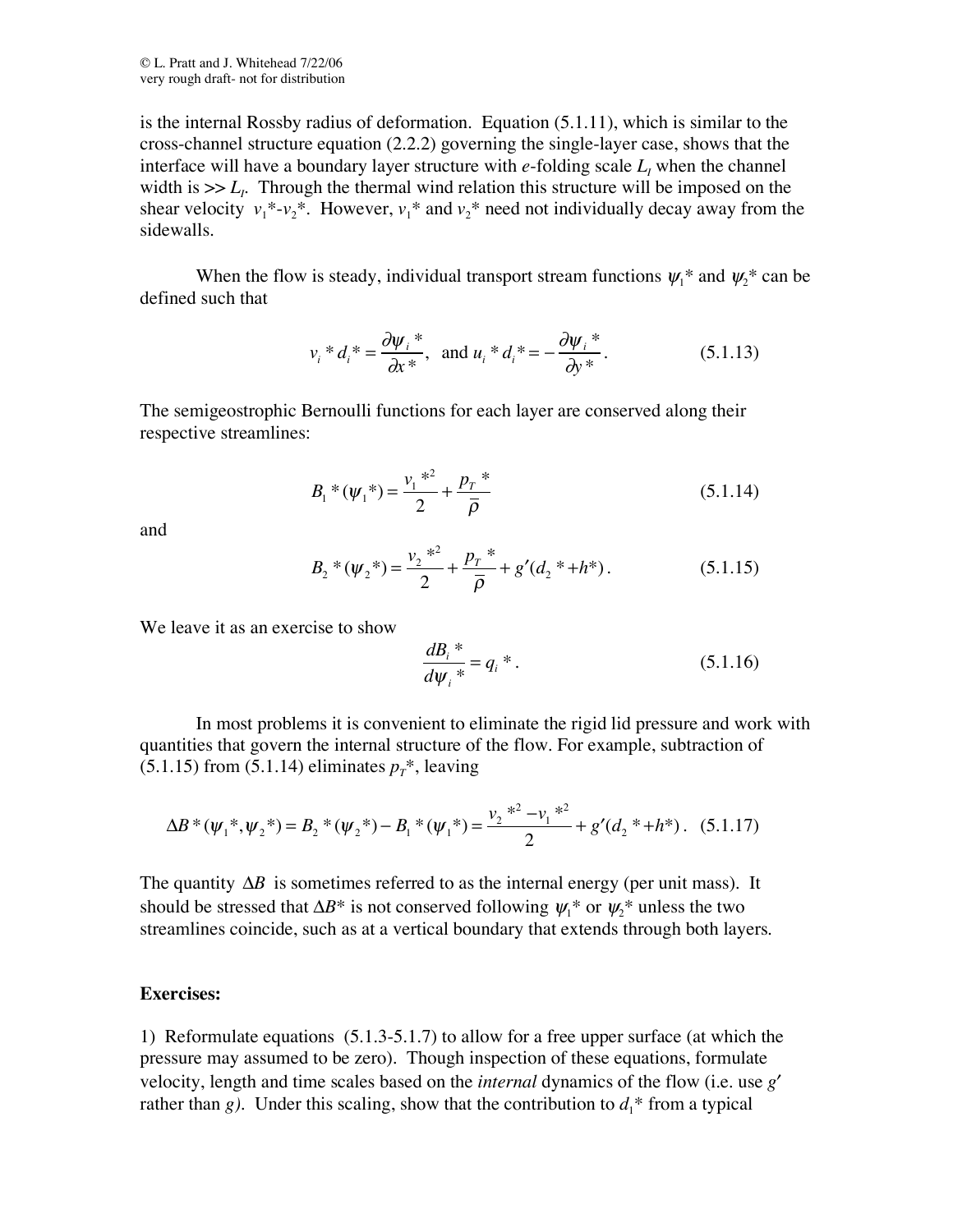is the internal Rossby radius of deformation. Equation (5.1.11), which is similar to the cross-channel structure equation (2.2.2) governing the single-layer case, shows that the interface will have a boundary layer structure with *e*-folding scale $L_I$ when the channel width is >> $L_I$. Through the thermal wind relation this structure will be imposed on the shear velocity $v_1^*$-$v_2^*$. However, $v_1^*$ and $v_2^*$ need not individually decay away from the sidewalls.

When the flow is steady, individual transport stream functions $\psi_1^*$ and $\psi_2^*$ can be defined such that

$$v_i^* d_i^* = \frac{\partial \psi_i^*}{\partial x^*}, \text{ and } u_i^* d_i^* = -\frac{\partial \psi_i^*}{\partial y^*}. \qquad (5.1.13)$$

The semigeostrophic Bernoulli functions for each layer are conserved along their respective streamlines:

$$B_1^*(\psi_1^*) = \frac{v_1^{*2}}{2} + \frac{p_T^*}{\bar{\rho}} \qquad (5.1.14)$$

and

$$B_2^*(\psi_2^*) = \frac{v_2^{*2}}{2} + \frac{p_T^*}{\bar{\rho}} + g'(d_2^* + h^*). \qquad (5.1.15)$$

We leave it as an exercise to show

$$\frac{dB_i^*}{d\psi_i^*} = q_i^*. \qquad (5.1.16)$$

In most problems it is convenient to eliminate the rigid lid pressure and work with quantities that govern the internal structure of the flow. For example, subtraction of (5.1.15) from (5.1.14) eliminates $p_T^*$, leaving

$$\Delta B^*(\psi_1^*, \psi_2^*) = B_2^*(\psi_2^*) - B_1^*(\psi_1^*) = \frac{v_2^{*2} - v_1^{*2}}{2} + g'(d_2^* + h^*). \quad (5.1.17)$$

The quantity $\Delta B$ is sometimes referred to as the internal energy (per unit mass). It should be stressed that $\Delta B^*$ is not conserved following $\psi_1^*$ or $\psi_2^*$ unless the two streamlines coincide, such as at a vertical boundary that extends through both layers.

**Exercises:**

1) Reformulate equations (5.1.3-5.1.7) to allow for a free upper surface (at which the pressure may assumed to be zero). Though inspection of these equations, formulate velocity, length and time scales based on the *internal* dynamics of the flow (i.e. use $g'$ rather than $g$). Under this scaling, show that the contribution to $d_1^*$ from a typical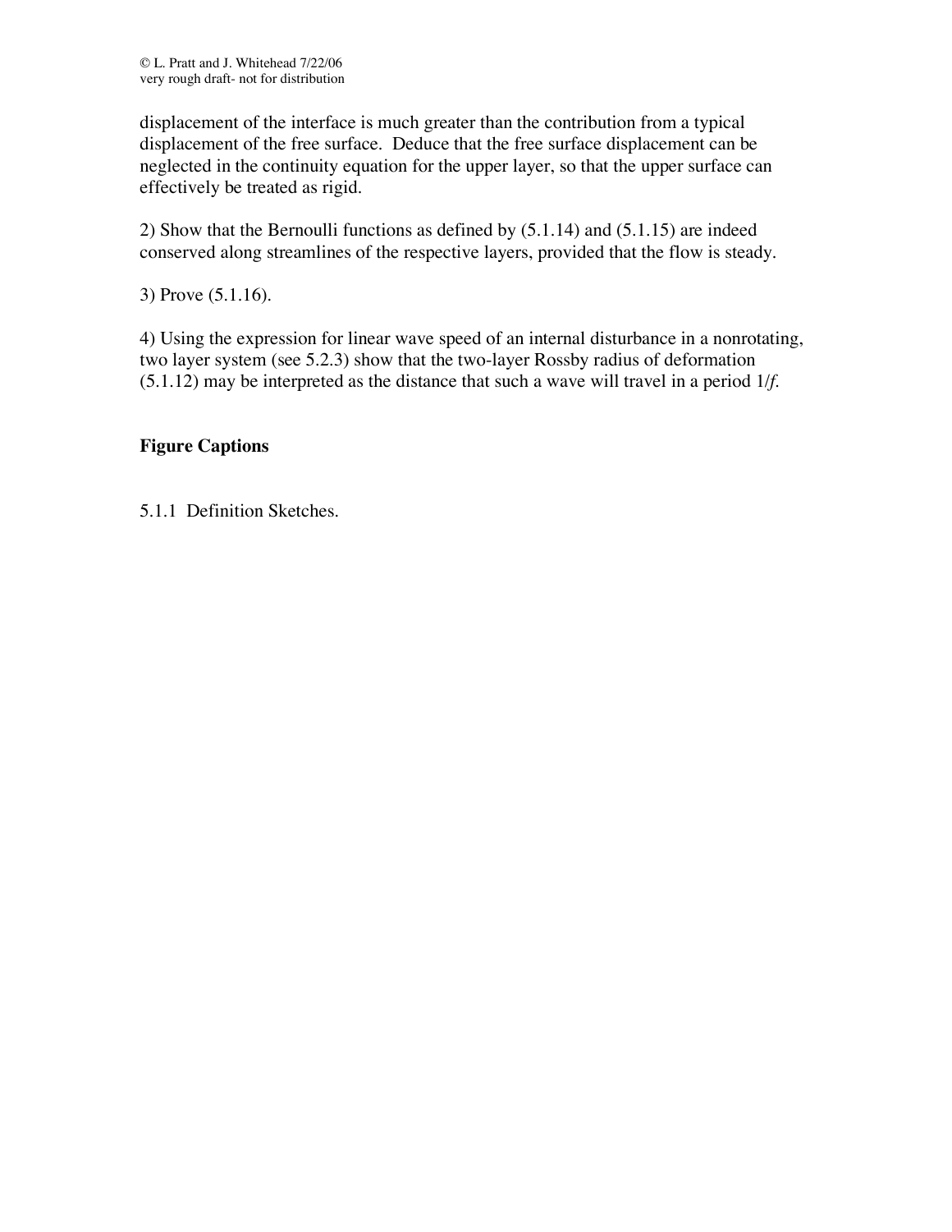displacement of the interface is much greater than the contribution from a typical displacement of the free surface. Deduce that the free surface displacement can be neglected in the continuity equation for the upper layer, so that the upper surface can effectively be treated as rigid.

2) Show that the Bernoulli functions as defined by (5.1.14) and (5.1.15) are indeed conserved along streamlines of the respective layers, provided that the flow is steady.

3) Prove (5.1.16).

4) Using the expression for linear wave speed of an internal disturbance in a nonrotating, two layer system (see 5.2.3) show that the two-layer Rossby radius of deformation (5.1.12) may be interpreted as the distance that such a wave will travel in a period $1/f$.

**Figure Captions**

5.1.1 Definition Sketches.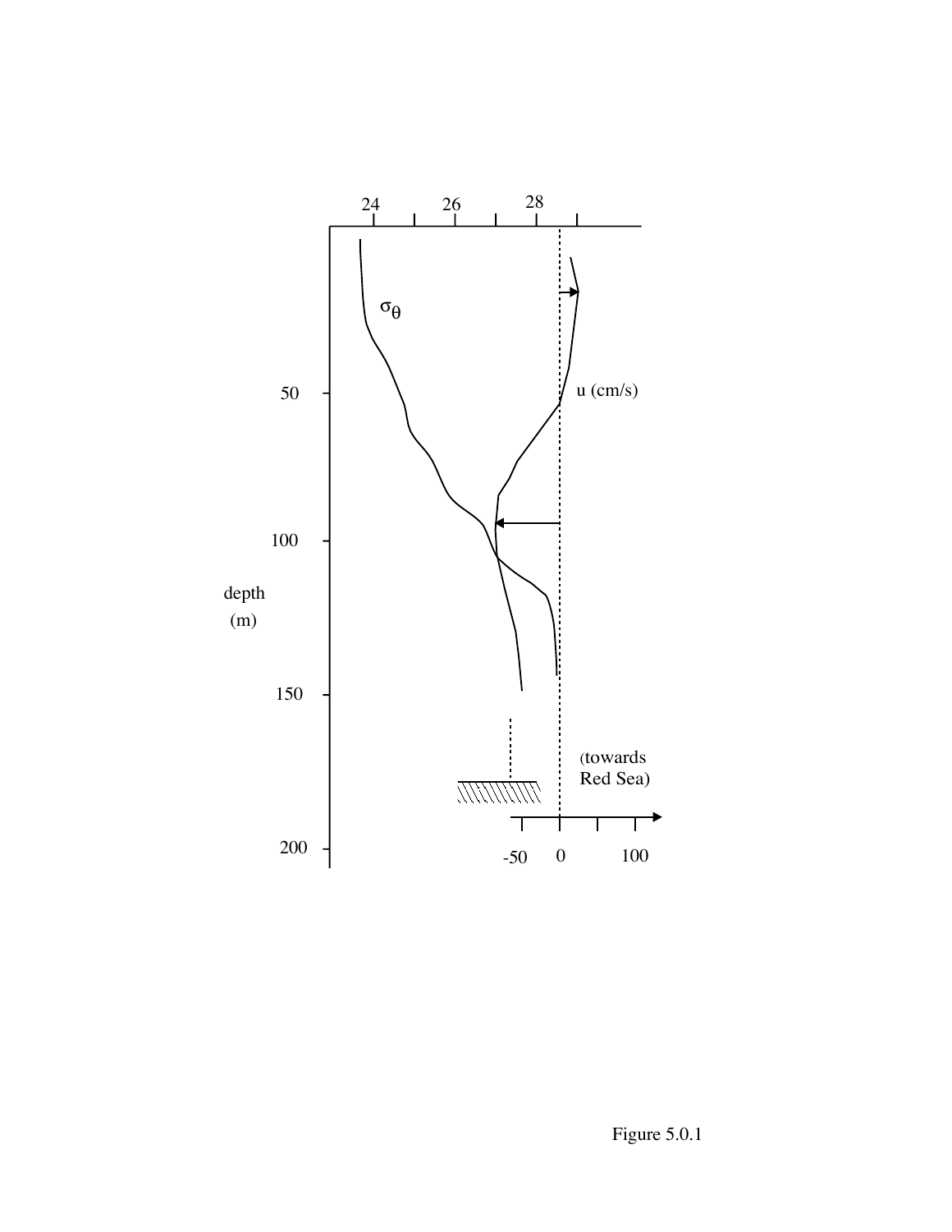Figure 5.0.1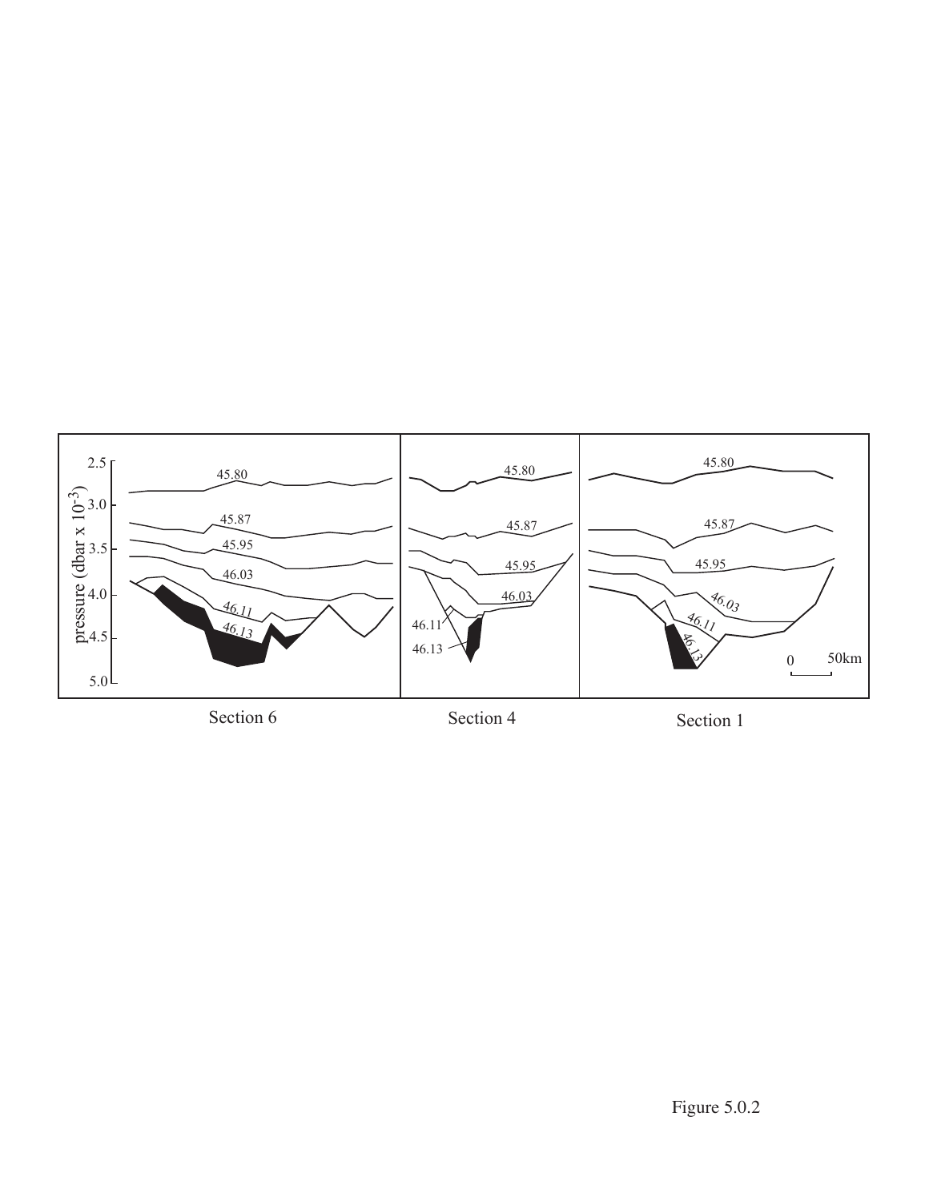Figure 5.0.2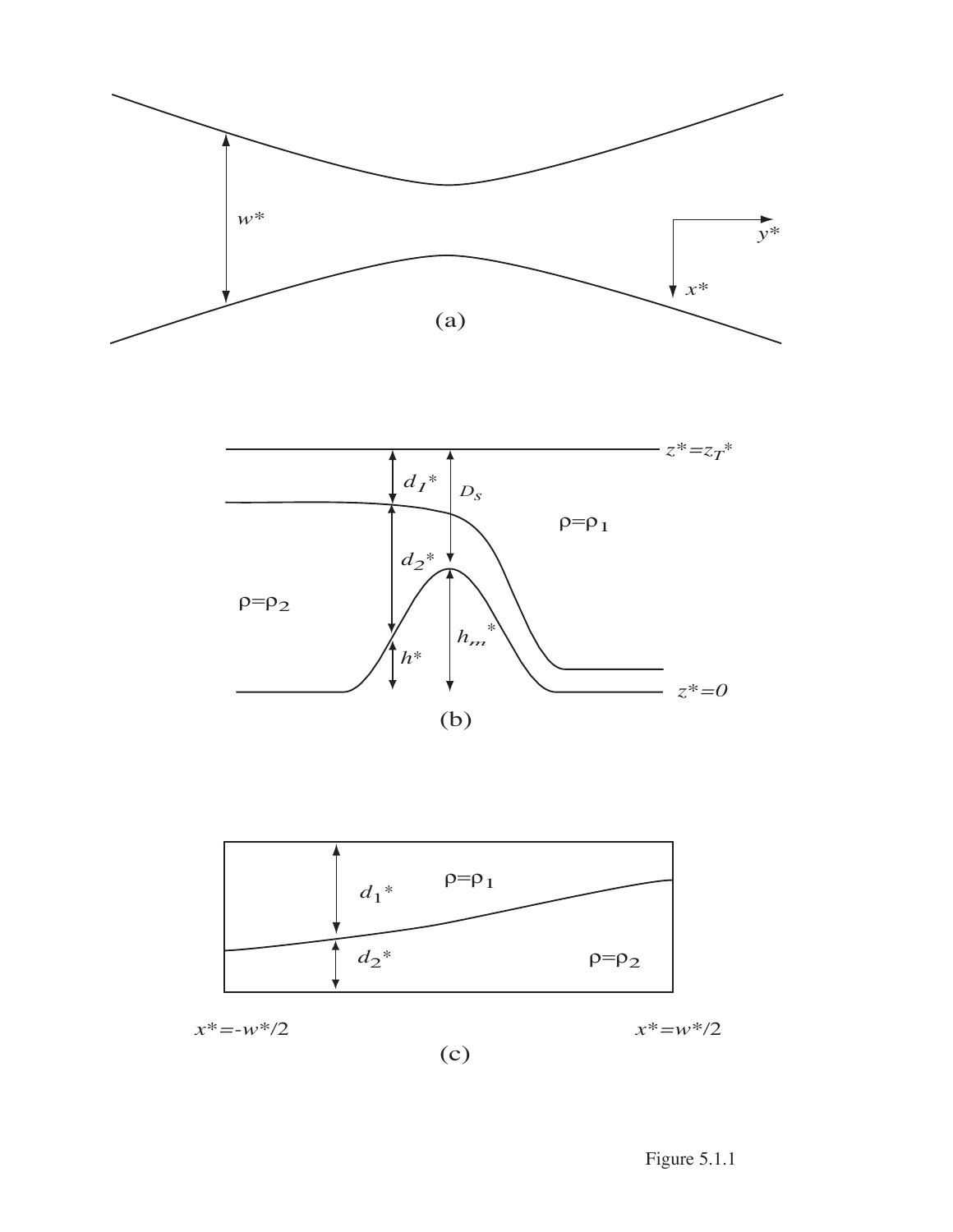$w^*$

$y^*$

$x^*$

(a)

$z^*=z_T^*$

$d_1^*$

$D_s$

$\rho=\rho_1$

$d_2^*$

$\rho=\rho_2$

$h_m^*$

$h^*$

$z^*=0$

(b)

$d_1^*$

$\rho=\rho_1$

$d_2^*$

$\rho=\rho_2$

$x^*=-w^*/2$

$x^*=w^*/2$

(c)

Figure 5.1.1